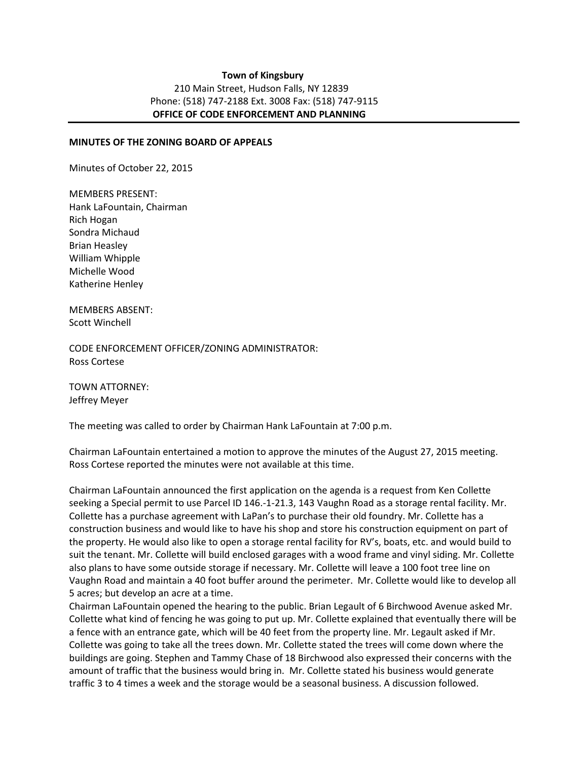**Town of Kingsbury**

210 Main Street, Hudson Falls, NY 12839

Phone: (518) 747-2188 Ext. 3008 Fax: (518) 747-9115

**OFFICE OF CODE ENFORCEMENT AND PLANNING**

---

**MINUTES OF THE ZONING BOARD OF APPEALS**

Minutes of October 22, 2015

MEMBERS PRESENT:
Hank LaFountain, Chairman
Rich Hogan
Sondra Michaud
Brian Heasley
William Whipple
Michelle Wood
Katherine Henley

MEMBERS ABSENT:
Scott Winchell

CODE ENFORCEMENT OFFICER/ZONING ADMINISTRATOR:
Ross Cortese

TOWN ATTORNEY:
Jeffrey Meyer

The meeting was called to order by Chairman Hank LaFountain at 7:00 p.m.

Chairman LaFountain entertained a motion to approve the minutes of the August 27, 2015 meeting. Ross Cortese reported the minutes were not available at this time.

Chairman LaFountain announced the first application on the agenda is a request from Ken Collette seeking a Special permit to use Parcel ID 146.-1-21.3, 143 Vaughn Road as a storage rental facility. Mr. Collette has a purchase agreement with LaPan's to purchase their old foundry. Mr. Collette has a construction business and would like to have his shop and store his construction equipment on part of the property. He would also like to open a storage rental facility for RV's, boats, etc. and would build to suit the tenant. Mr. Collette will build enclosed garages with a wood frame and vinyl siding. Mr. Collette also plans to have some outside storage if necessary. Mr. Collette will leave a 100 foot tree line on Vaughn Road and maintain a 40 foot buffer around the perimeter. Mr. Collette would like to develop all 5 acres; but develop an acre at a time.

Chairman LaFountain opened the hearing to the public. Brian Legault of 6 Birchwood Avenue asked Mr. Collette what kind of fencing he was going to put up. Mr. Collette explained that eventually there will be a fence with an entrance gate, which will be 40 feet from the property line. Mr. Legault asked if Mr. Collette was going to take all the trees down. Mr. Collette stated the trees will come down where the buildings are going. Stephen and Tammy Chase of 18 Birchwood also expressed their concerns with the amount of traffic that the business would bring in. Mr. Collette stated his business would generate traffic 3 to 4 times a week and the storage would be a seasonal business. A discussion followed.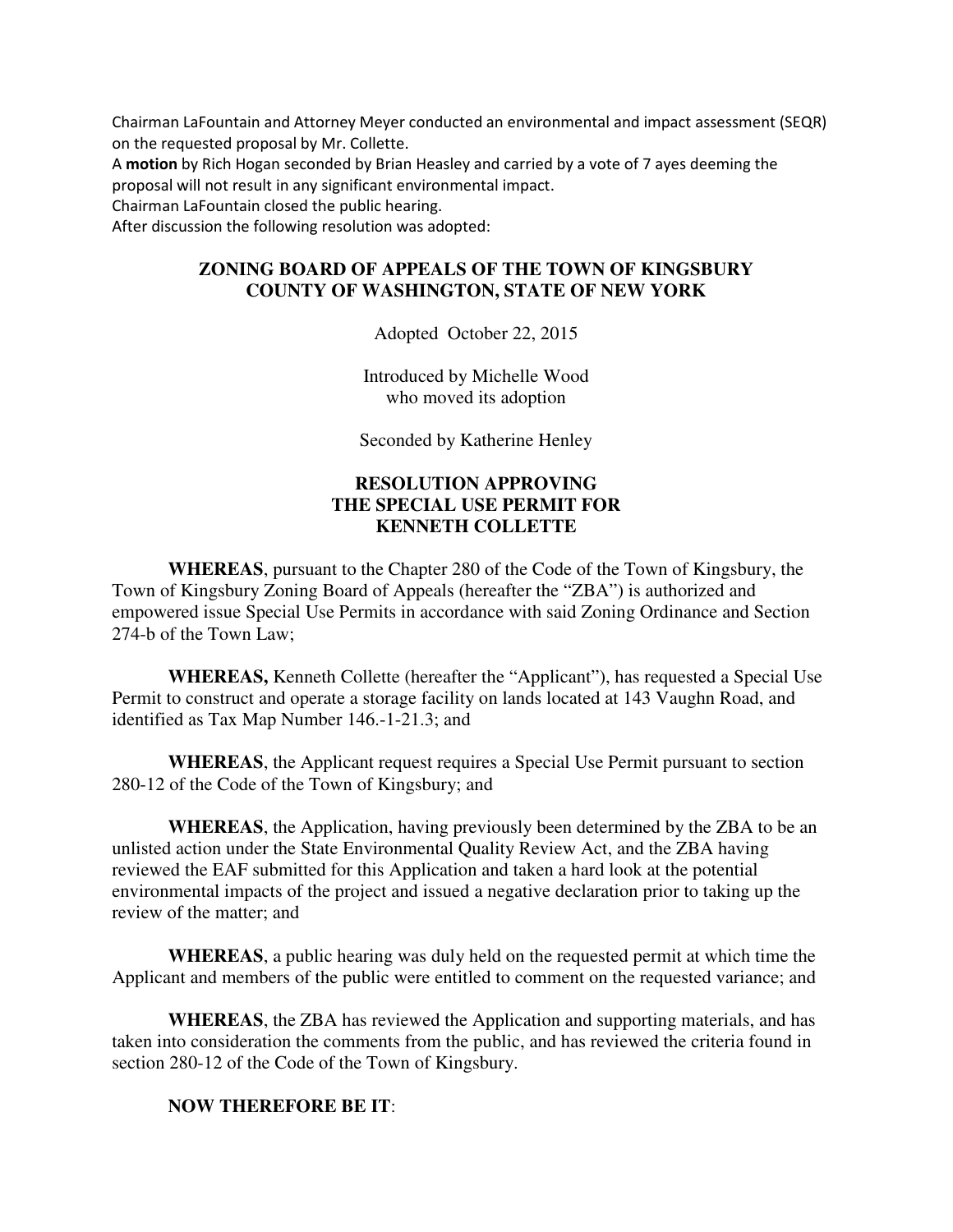Chairman LaFountain and Attorney Meyer conducted an environmental and impact assessment (SEQR) on the requested proposal by Mr. Collette.

A **motion** by Rich Hogan seconded by Brian Heasley and carried by a vote of 7 ayes deeming the proposal will not result in any significant environmental impact.

Chairman LaFountain closed the public hearing.

After discussion the following resolution was adopted:

## ZONING BOARD OF APPEALS OF THE TOWN OF KINGSBURY
## COUNTY OF WASHINGTON, STATE OF NEW YORK

Adopted October 22, 2015

Introduced by Michelle Wood
who moved its adoption

Seconded by Katherine Henley

### RESOLUTION APPROVING THE SPECIAL USE PERMIT FOR KENNETH COLLETTE

**WHEREAS**, pursuant to the Chapter 280 of the Code of the Town of Kingsbury, the Town of Kingsbury Zoning Board of Appeals (hereafter the "ZBA") is authorized and empowered issue Special Use Permits in accordance with said Zoning Ordinance and Section 274-b of the Town Law;

**WHEREAS,** Kenneth Collette (hereafter the "Applicant"), has requested a Special Use Permit to construct and operate a storage facility on lands located at 143 Vaughn Road, and identified as Tax Map Number 146.-1-21.3; and

**WHEREAS**, the Applicant request requires a Special Use Permit pursuant to section 280-12 of the Code of the Town of Kingsbury; and

**WHEREAS**, the Application, having previously been determined by the ZBA to be an unlisted action under the State Environmental Quality Review Act, and the ZBA having reviewed the EAF submitted for this Application and taken a hard look at the potential environmental impacts of the project and issued a negative declaration prior to taking up the review of the matter; and

**WHEREAS**, a public hearing was duly held on the requested permit at which time the Applicant and members of the public were entitled to comment on the requested variance; and

**WHEREAS**, the ZBA has reviewed the Application and supporting materials, and has taken into consideration the comments from the public, and has reviewed the criteria found in section 280-12 of the Code of the Town of Kingsbury.

**NOW THEREFORE BE IT**: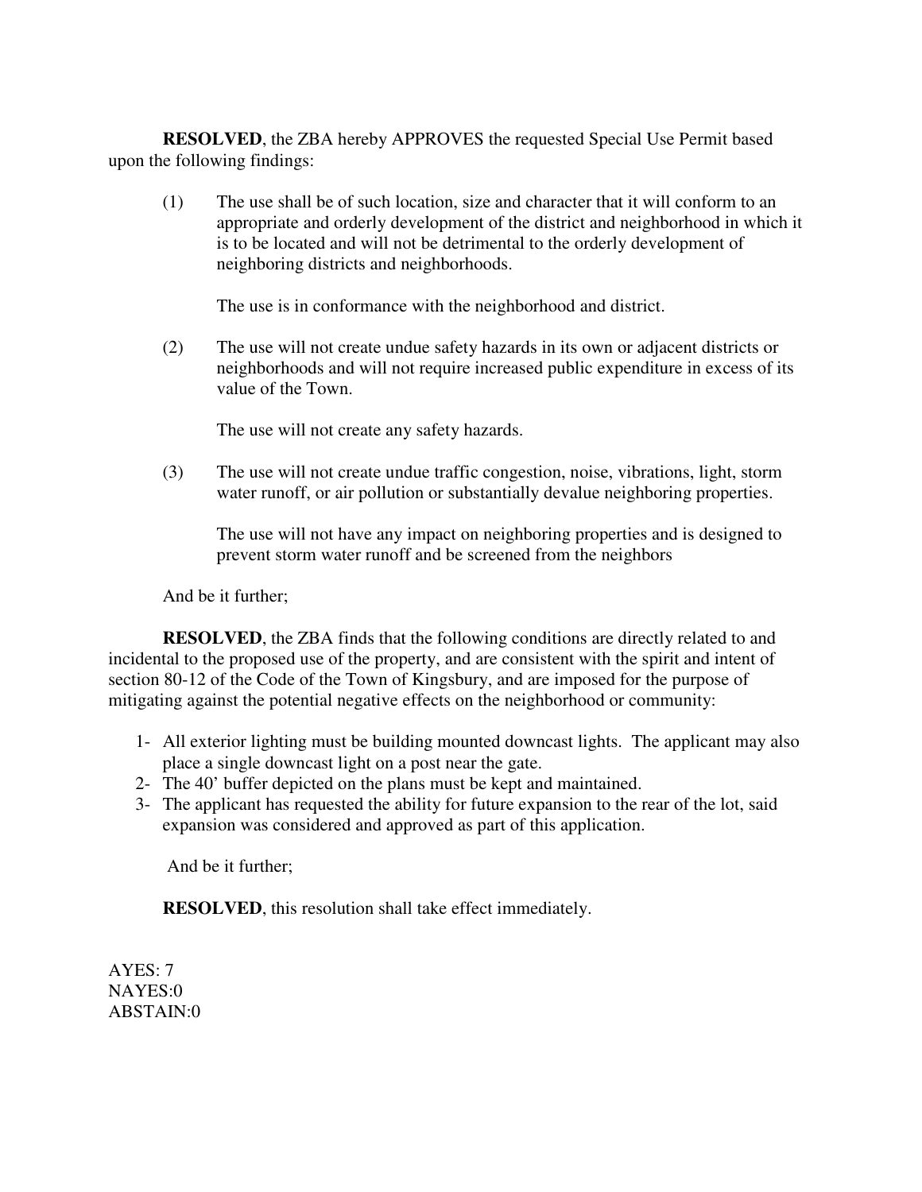**RESOLVED**, the ZBA hereby APPROVES the requested Special Use Permit based upon the following findings:

(1) The use shall be of such location, size and character that it will conform to an appropriate and orderly development of the district and neighborhood in which it is to be located and will not be detrimental to the orderly development of neighboring districts and neighborhoods.

The use is in conformance with the neighborhood and district.

(2) The use will not create undue safety hazards in its own or adjacent districts or neighborhoods and will not require increased public expenditure in excess of its value of the Town.

The use will not create any safety hazards.

(3) The use will not create undue traffic congestion, noise, vibrations, light, storm water runoff, or air pollution or substantially devalue neighboring properties.

The use will not have any impact on neighboring properties and is designed to prevent storm water runoff and be screened from the neighbors

And be it further;

**RESOLVED**, the ZBA finds that the following conditions are directly related to and incidental to the proposed use of the property, and are consistent with the spirit and intent of section 80-12 of the Code of the Town of Kingsbury, and are imposed for the purpose of mitigating against the potential negative effects on the neighborhood or community:

1- All exterior lighting must be building mounted downcast lights. The applicant may also place a single downcast light on a post near the gate.
2- The 40' buffer depicted on the plans must be kept and maintained.
3- The applicant has requested the ability for future expansion to the rear of the lot, said expansion was considered and approved as part of this application.

And be it further;

**RESOLVED**, this resolution shall take effect immediately.

AYES: 7
NAYES:0
ABSTAIN:0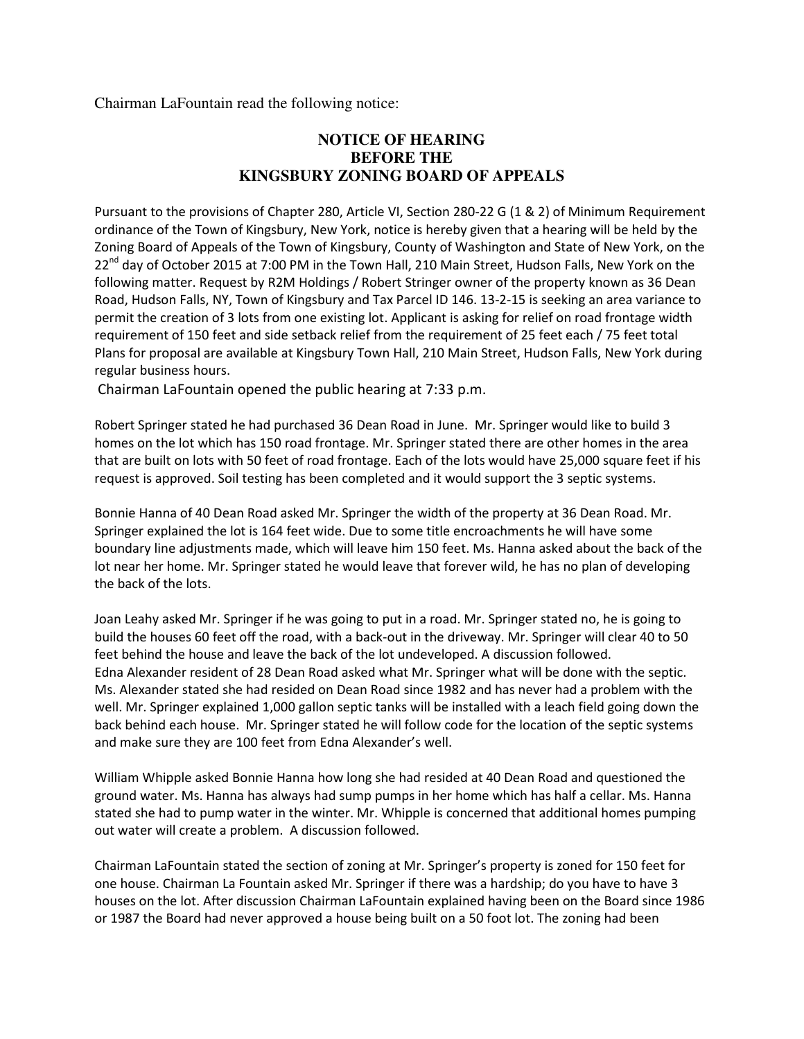Chairman LaFountain read the following notice:

**NOTICE OF HEARING**
**BEFORE THE**
**KINGSBURY ZONING BOARD OF APPEALS**

Pursuant to the provisions of Chapter 280, Article VI, Section 280-22 G (1 & 2) of Minimum Requirement ordinance of the Town of Kingsbury, New York, notice is hereby given that a hearing will be held by the Zoning Board of Appeals of the Town of Kingsbury, County of Washington and State of New York, on the 22nd day of October 2015 at 7:00 PM in the Town Hall, 210 Main Street, Hudson Falls, New York on the following matter. Request by R2M Holdings / Robert Stringer owner of the property known as 36 Dean Road, Hudson Falls, NY, Town of Kingsbury and Tax Parcel ID 146. 13-2-15 is seeking an area variance to permit the creation of 3 lots from one existing lot. Applicant is asking for relief on road frontage width requirement of 150 feet and side setback relief from the requirement of 25 feet each / 75 feet total Plans for proposal are available at Kingsbury Town Hall, 210 Main Street, Hudson Falls, New York during regular business hours.

Chairman LaFountain opened the public hearing at 7:33 p.m.

Robert Springer stated he had purchased 36 Dean Road in June. Mr. Springer would like to build 3 homes on the lot which has 150 road frontage. Mr. Springer stated there are other homes in the area that are built on lots with 50 feet of road frontage. Each of the lots would have 25,000 square feet if his request is approved. Soil testing has been completed and it would support the 3 septic systems.

Bonnie Hanna of 40 Dean Road asked Mr. Springer the width of the property at 36 Dean Road. Mr. Springer explained the lot is 164 feet wide. Due to some title encroachments he will have some boundary line adjustments made, which will leave him 150 feet. Ms. Hanna asked about the back of the lot near her home. Mr. Springer stated he would leave that forever wild, he has no plan of developing the back of the lots.

Joan Leahy asked Mr. Springer if he was going to put in a road. Mr. Springer stated no, he is going to build the houses 60 feet off the road, with a back-out in the driveway. Mr. Springer will clear 40 to 50 feet behind the house and leave the back of the lot undeveloped. A discussion followed.
Edna Alexander resident of 28 Dean Road asked what Mr. Springer what will be done with the septic. Ms. Alexander stated she had resided on Dean Road since 1982 and has never had a problem with the well. Mr. Springer explained 1,000 gallon septic tanks will be installed with a leach field going down the back behind each house. Mr. Springer stated he will follow code for the location of the septic systems and make sure they are 100 feet from Edna Alexander's well.

William Whipple asked Bonnie Hanna how long she had resided at 40 Dean Road and questioned the ground water. Ms. Hanna has always had sump pumps in her home which has half a cellar. Ms. Hanna stated she had to pump water in the winter. Mr. Whipple is concerned that additional homes pumping out water will create a problem. A discussion followed.

Chairman LaFountain stated the section of zoning at Mr. Springer's property is zoned for 150 feet for one house. Chairman La Fountain asked Mr. Springer if there was a hardship; do you have to have 3 houses on the lot. After discussion Chairman LaFountain explained having been on the Board since 1986 or 1987 the Board had never approved a house being built on a 50 foot lot. The zoning had been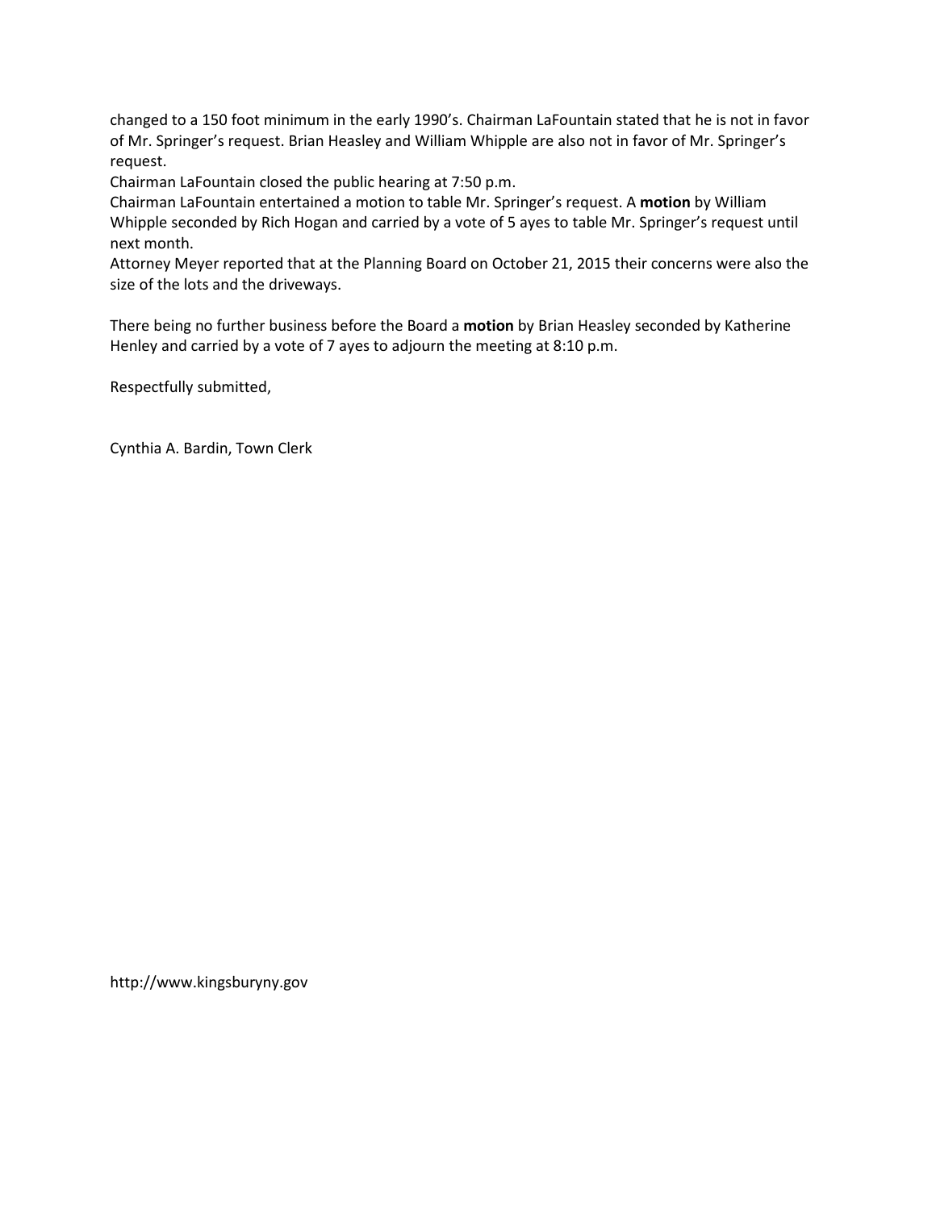changed to a 150 foot minimum in the early 1990's. Chairman LaFountain stated that he is not in favor of Mr. Springer's request. Brian Heasley and William Whipple are also not in favor of Mr. Springer's request.

Chairman LaFountain closed the public hearing at 7:50 p.m.

Chairman LaFountain entertained a motion to table Mr. Springer's request. A **motion** by William Whipple seconded by Rich Hogan and carried by a vote of 5 ayes to table Mr. Springer's request until next month.

Attorney Meyer reported that at the Planning Board on October 21, 2015 their concerns were also the size of the lots and the driveways.

There being no further business before the Board a **motion** by Brian Heasley seconded by Katherine Henley and carried by a vote of 7 ayes to adjourn the meeting at 8:10 p.m.

Respectfully submitted,

Cynthia A. Bardin, Town Clerk

http://www.kingsburyny.gov